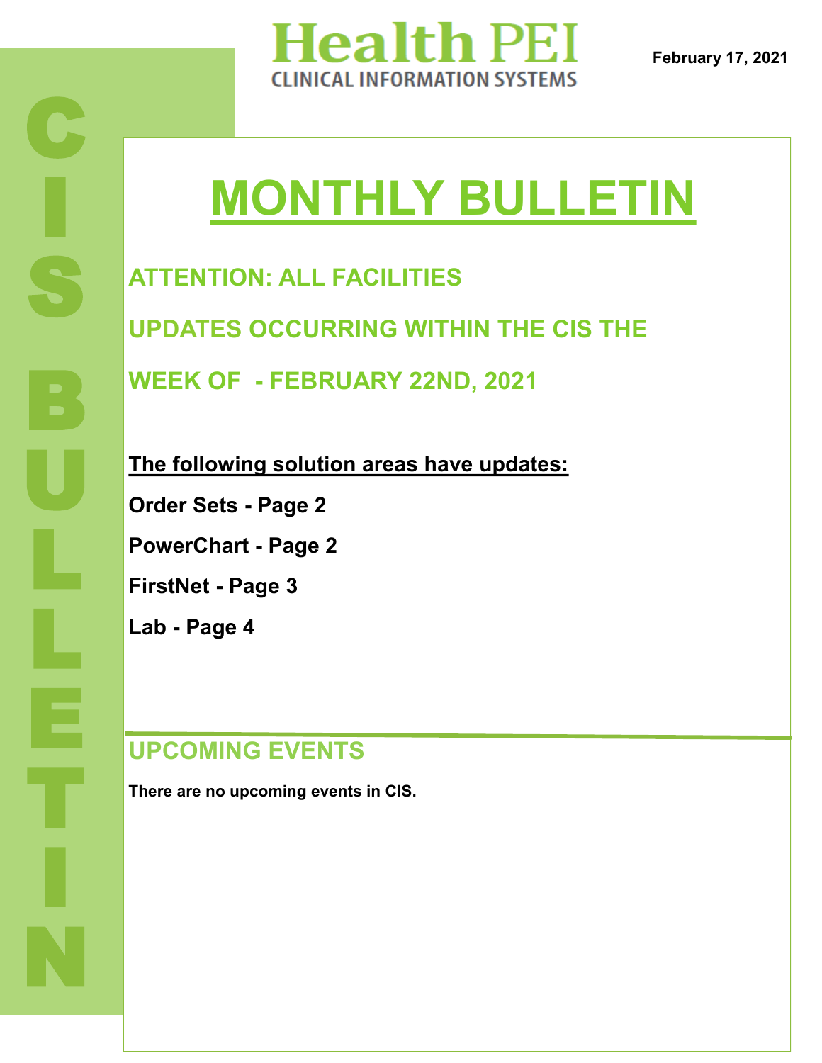Health PEI
CLINICAL INFORMATION SYSTEMS

February 17, 2021

CIS BULLETIN

# MONTHLY BULLETIN

## ATTENTION: ALL FACILITIES

## UPDATES OCCURRING WITHIN THE CIS THE WEEK OF - FEBRUARY 22ND, 2021

**The following solution areas have updates:**

**Order Sets - Page 2**

**PowerChart - Page 2**

**FirstNet - Page 3**

**Lab - Page 4**

## UPCOMING EVENTS

**There are no upcoming events in CIS.**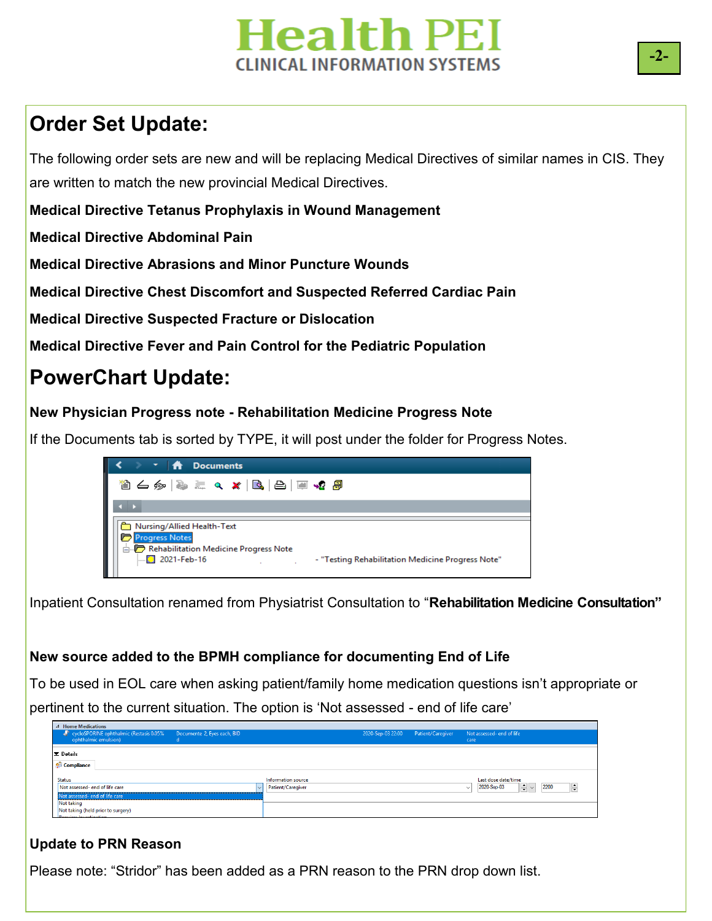## Order Set Update:

The following order sets are new and will be replacing Medical Directives of similar names in CIS. They are written to match the new provincial Medical Directives.

**Medical Directive Tetanus Prophylaxis in Wound Management**

**Medical Directive Abdominal Pain**

**Medical Directive Abrasions and Minor Puncture Wounds**

**Medical Directive Chest Discomfort and Suspected Referred Cardiac Pain**

**Medical Directive Suspected Fracture or Dislocation**

**Medical Directive Fever and Pain Control for the Pediatric Population**

## PowerChart Update:

**New Physician Progress note - Rehabilitation Medicine Progress Note**

If the Documents tab is sorted by TYPE, it will post under the folder for Progress Notes.

Inpatient Consultation renamed from Physiatrist Consultation to "**Rehabilitation Medicine Consultation"**

**New source added to the BPMH compliance for documenting End of Life**

To be used in EOL care when asking patient/family home medication questions isn't appropriate or pertinent to the current situation. The option is 'Not assessed - end of life care'

**Update to PRN Reason**

Please note: "Stridor" has been added as a PRN reason to the PRN drop down list.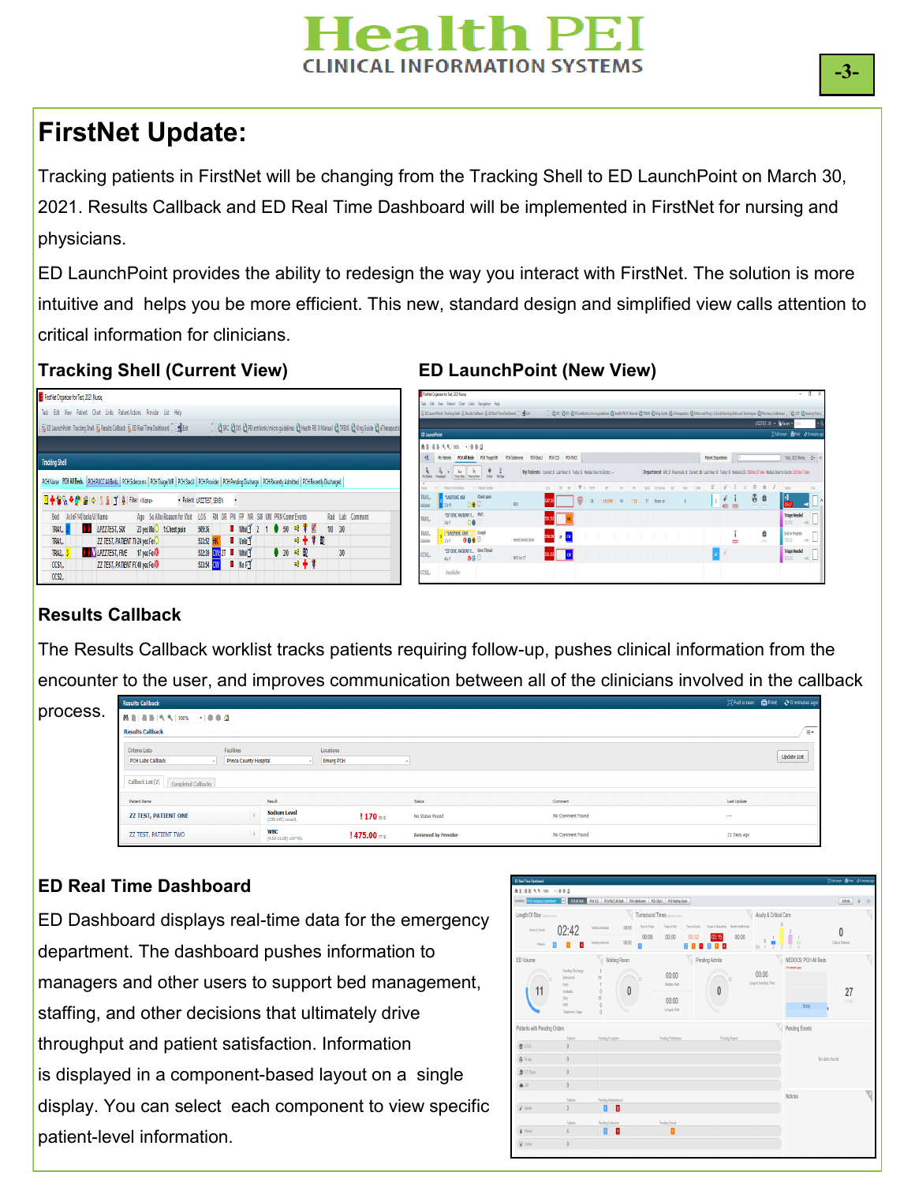# FirstNet Update:

Tracking patients in FirstNet will be changing from the Tracking Shell to ED LaunchPoint on March 30, 2021. Results Callback and ED Real Time Dashboard will be implemented in FirstNet for nursing and physicians.

ED LaunchPoint provides the ability to redesign the way you interact with FirstNet. The solution is more intuitive and helps you be more efficient. This new, standard design and simplified view calls attention to critical information for clinicians.

### Tracking Shell (Current View)

### ED LaunchPoint (New View)

### Results Callback

The Results Callback worklist tracks patients requiring follow-up, pushes clinical information from the encounter to the user, and improves communication between all of the clinicians involved in the callback process.

### ED Real Time Dashboard

ED Dashboard displays real-time data for the emergency department. The dashboard pushes information to managers and other users to support bed management, staffing, and other decisions that ultimately drive throughput and patient satisfaction. Information is displayed in a component-based layout on a single display. You can select each component to view specific patient-level information.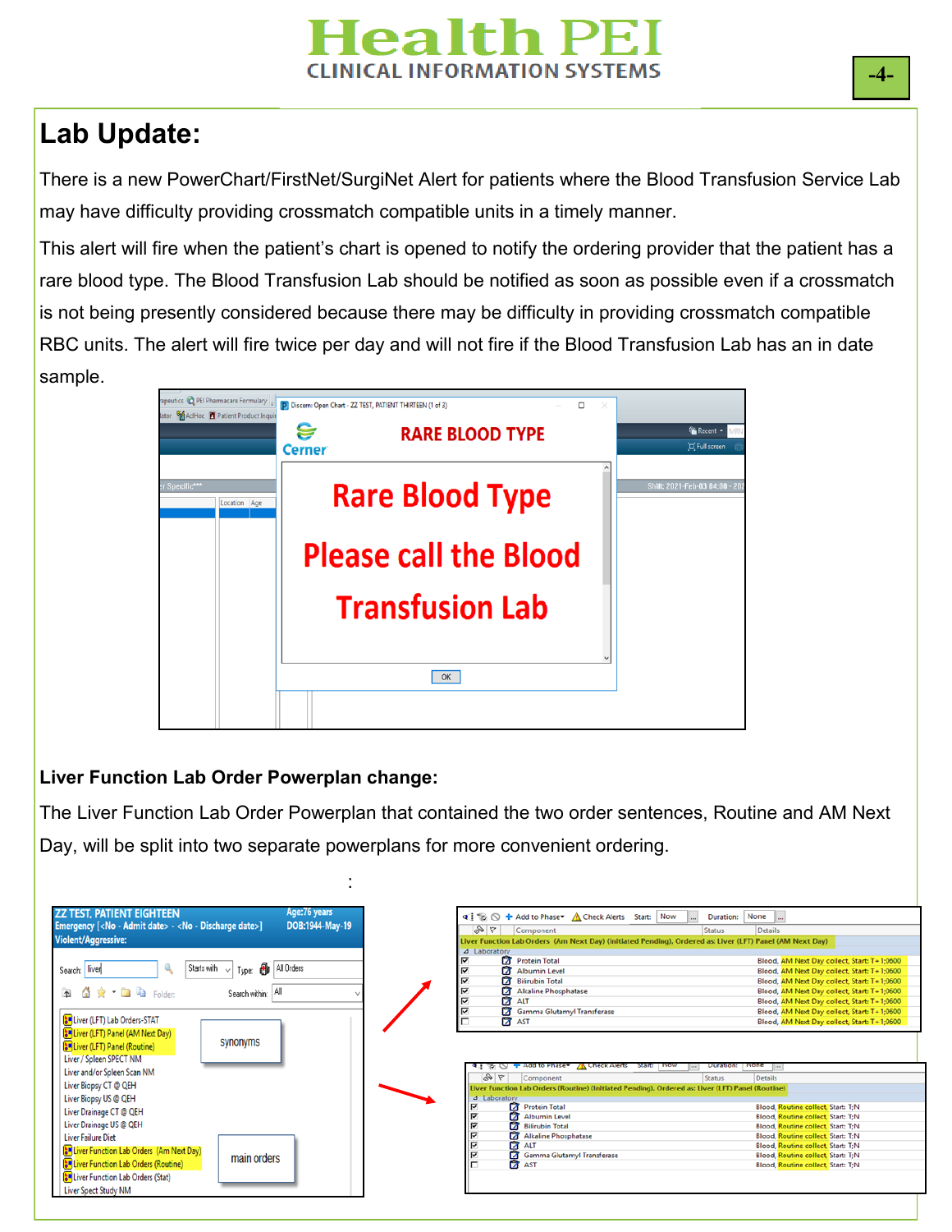## Lab Update:

There is a new PowerChart/FirstNet/SurgiNet Alert for patients where the Blood Transfusion Service Lab may have difficulty providing crossmatch compatible units in a timely manner.

This alert will fire when the patient's chart is opened to notify the ordering provider that the patient has a rare blood type. The Blood Transfusion Lab should be notified as soon as possible even if a crossmatch is not being presently considered because there may be difficulty in providing crossmatch compatible RBC units. The alert will fire twice per day and will not fire if the Blood Transfusion Lab has an in date sample.

RARE BLOOD TYPE

Rare Blood Type

Please call the Blood Transfusion Lab

OK

### Liver Function Lab Order Powerplan change:

The Liver Function Lab Order Powerplan that contained the two order sentences, Routine and AM Next Day, will be split into two separate powerplans for more convenient ordering.

synonyms

main orders